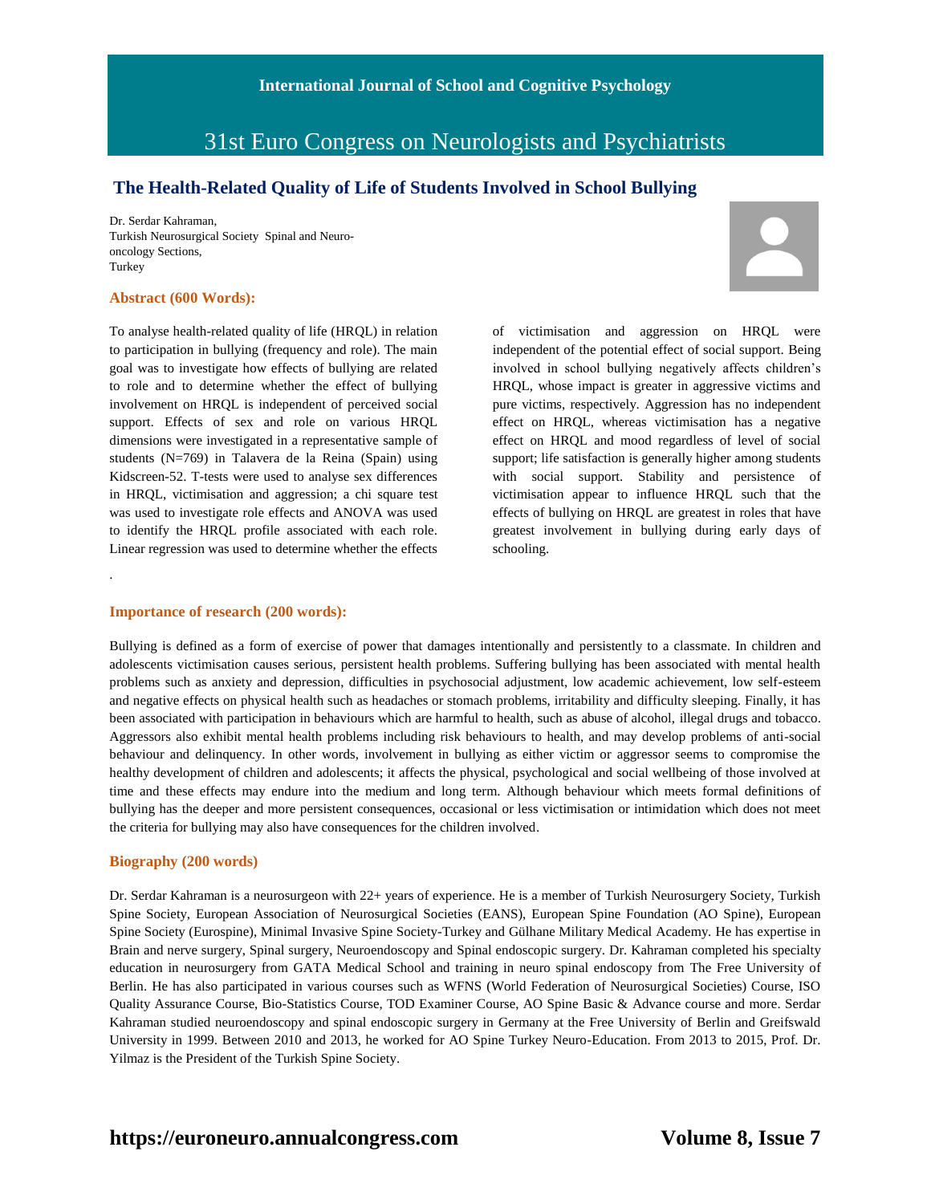# The Health-Related Quality of Life of Students Involved in School Bullying

Dr. Serdar Kahraman,
Turkish Neurosurgical Society Spinal and Neuro-oncology Sections,
Turkey

## Abstract (600 Words):

To analyse health-related quality of life (HRQL) in relation to participation in bullying (frequency and role). The main goal was to investigate how effects of bullying are related to role and to determine whether the effect of bullying involvement on HRQL is independent of perceived social support. Effects of sex and role on various HRQL dimensions were investigated in a representative sample of students (N=769) in Talavera de la Reina (Spain) using Kidscreen-52. T-tests were used to analyse sex differences in HRQL, victimisation and aggression; a chi square test was used to investigate role effects and ANOVA was used to identify the HRQL profile associated with each role. Linear regression was used to determine whether the effects of victimisation and aggression on HRQL were independent of the potential effect of social support. Being involved in school bullying negatively affects children's HRQL, whose impact is greater in aggressive victims and pure victims, respectively. Aggression has no independent effect on HRQL, whereas victimisation has a negative effect on HRQL and mood regardless of level of social support; life satisfaction is generally higher among students with social support. Stability and persistence of victimisation appear to influence HRQL such that the effects of bullying on HRQL are greatest in roles that have greatest involvement in bullying during early days of schooling.

.

## Importance of research (200 words):

Bullying is defined as a form of exercise of power that damages intentionally and persistently to a classmate. In children and adolescents victimisation causes serious, persistent health problems. Suffering bullying has been associated with mental health problems such as anxiety and depression, difficulties in psychosocial adjustment, low academic achievement, low self-esteem and negative effects on physical health such as headaches or stomach problems, irritability and difficulty sleeping. Finally, it has been associated with participation in behaviours which are harmful to health, such as abuse of alcohol, illegal drugs and tobacco. Aggressors also exhibit mental health problems including risk behaviours to health, and may develop problems of anti-social behaviour and delinquency. In other words, involvement in bullying as either victim or aggressor seems to compromise the healthy development of children and adolescents; it affects the physical, psychological and social wellbeing of those involved at time and these effects may endure into the medium and long term. Although behaviour which meets formal definitions of bullying has the deeper and more persistent consequences, occasional or less victimisation or intimidation which does not meet the criteria for bullying may also have consequences for the children involved.

## Biography (200 words)

Dr. Serdar Kahraman is a neurosurgeon with 22+ years of experience. He is a member of Turkish Neurosurgery Society, Turkish Spine Society, European Association of Neurosurgical Societies (EANS), European Spine Foundation (AO Spine), European Spine Society (Eurospine), Minimal Invasive Spine Society-Turkey and Gülhane Military Medical Academy. He has expertise in Brain and nerve surgery, Spinal surgery, Neuroendoscopy and Spinal endoscopic surgery. Dr. Kahraman completed his specialty education in neurosurgery from GATA Medical School and training in neuro spinal endoscopy from The Free University of Berlin. He has also participated in various courses such as WFNS (World Federation of Neurosurgical Societies) Course, ISO Quality Assurance Course, Bio-Statistics Course, TOD Examiner Course, AO Spine Basic & Advance course and more. Serdar Kahraman studied neuroendoscopy and spinal endoscopic surgery in Germany at the Free University of Berlin and Greifswald University in 1999. Between 2010 and 2013, he worked for AO Spine Turkey Neuro-Education. From 2013 to 2015, Prof. Dr. Yilmaz is the President of the Turkish Spine Society.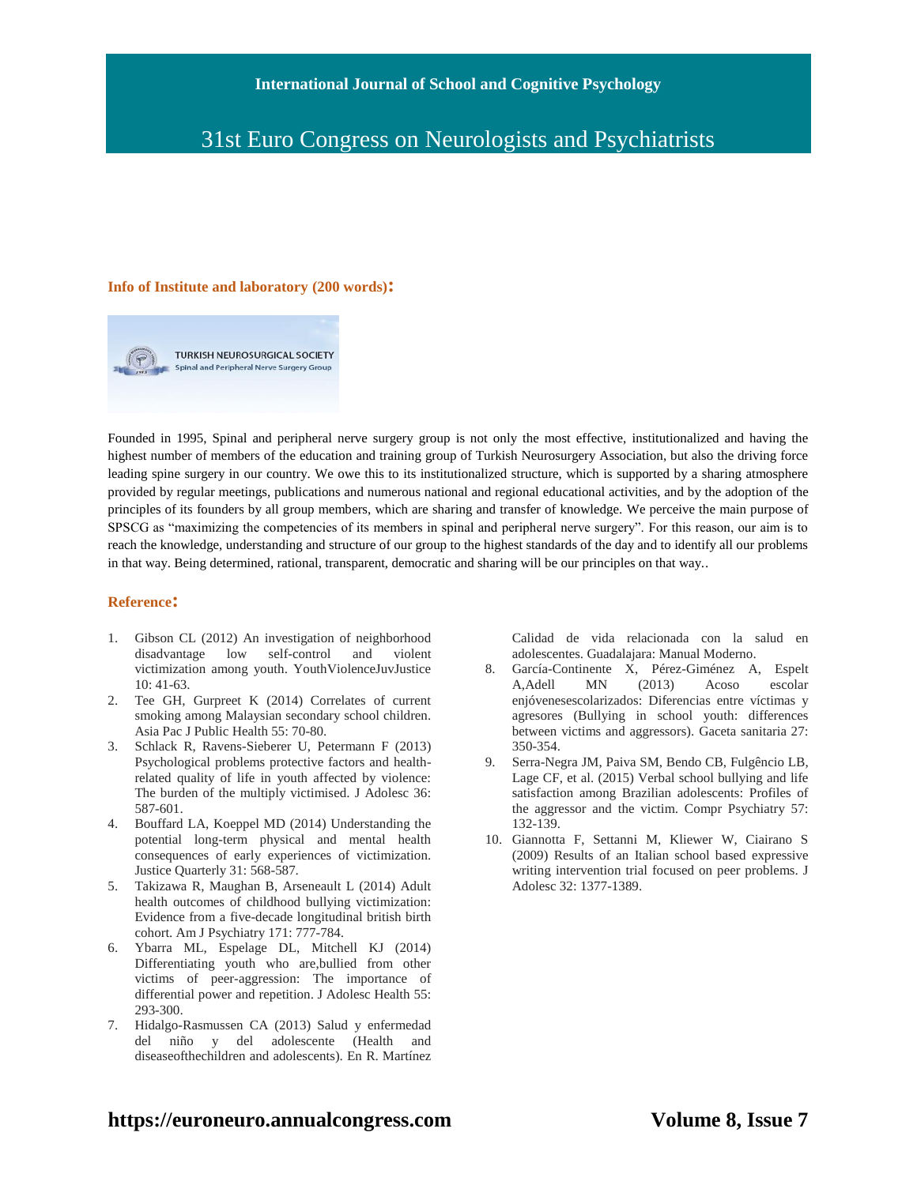**Info of Institute and laboratory (200 words):**

TURKISH NEUROSURGICAL SOCIETY
Spinal and Peripheral Nerve Surgery Group

Founded in 1995, Spinal and peripheral nerve surgery group is not only the most effective, institutionalized and having the highest number of members of the education and training group of Turkish Neurosurgery Association, but also the driving force leading spine surgery in our country. We owe this to its institutionalized structure, which is supported by a sharing atmosphere provided by regular meetings, publications and numerous national and regional educational activities, and by the adoption of the principles of its founders by all group members, which are sharing and transfer of knowledge. We perceive the main purpose of SPSCG as "maximizing the competencies of its members in spinal and peripheral nerve surgery". For this reason, our aim is to reach the knowledge, understanding and structure of our group to the highest standards of the day and to identify all our problems in that way. Being determined, rational, transparent, democratic and sharing will be our principles on that way..

**Reference:**

1. Gibson CL (2012) An investigation of neighborhood disadvantage low self-control and violent victimization among youth. YouthViolenceJuvJustice 10: 41-63.
2. Tee GH, Gurpreet K (2014) Correlates of current smoking among Malaysian secondary school children. Asia Pac J Public Health 55: 70-80.
3. Schlack R, Ravens-Sieberer U, Petermann F (2013) Psychological problems protective factors and health-related quality of life in youth affected by violence: The burden of the multiply victimised. J Adolesc 36: 587-601.
4. Bouffard LA, Koeppel MD (2014) Understanding the potential long-term physical and mental health consequences of early experiences of victimization. Justice Quarterly 31: 568-587.
5. Takizawa R, Maughan B, Arseneault L (2014) Adult health outcomes of childhood bullying victimization: Evidence from a five-decade longitudinal british birth cohort. Am J Psychiatry 171: 777-784.
6. Ybarra ML, Espelage DL, Mitchell KJ (2014) Differentiating youth who are,bullied from other victims of peer-aggression: The importance of differential power and repetition. J Adolesc Health 55: 293-300.
7. Hidalgo-Rasmussen CA (2013) Salud y enfermedad del niño y del adolescente (Health and diseaseofthechildren and adolescents). En R. Martínez Calidad de vida relacionada con la salud en adolescentes. Guadalajara: Manual Moderno.
8. García-Continente X, Pérez-Giménez A, Espelt A,Adell MN (2013) Acoso escolar enjóvenesescolarizados: Diferencias entre víctimas y agresores (Bullying in school youth: differences between victims and aggressors). Gaceta sanitaria 27: 350-354.
9. Serra-Negra JM, Paiva SM, Bendo CB, Fulgêncio LB, Lage CF, et al. (2015) Verbal school bullying and life satisfaction among Brazilian adolescents: Profiles of the aggressor and the victim. Compr Psychiatry 57: 132-139.
10. Giannotta F, Settanni M, Kliewer W, Ciairano S (2009) Results of an Italian school based expressive writing intervention trial focused on peer problems. J Adolesc 32: 1377-1389.